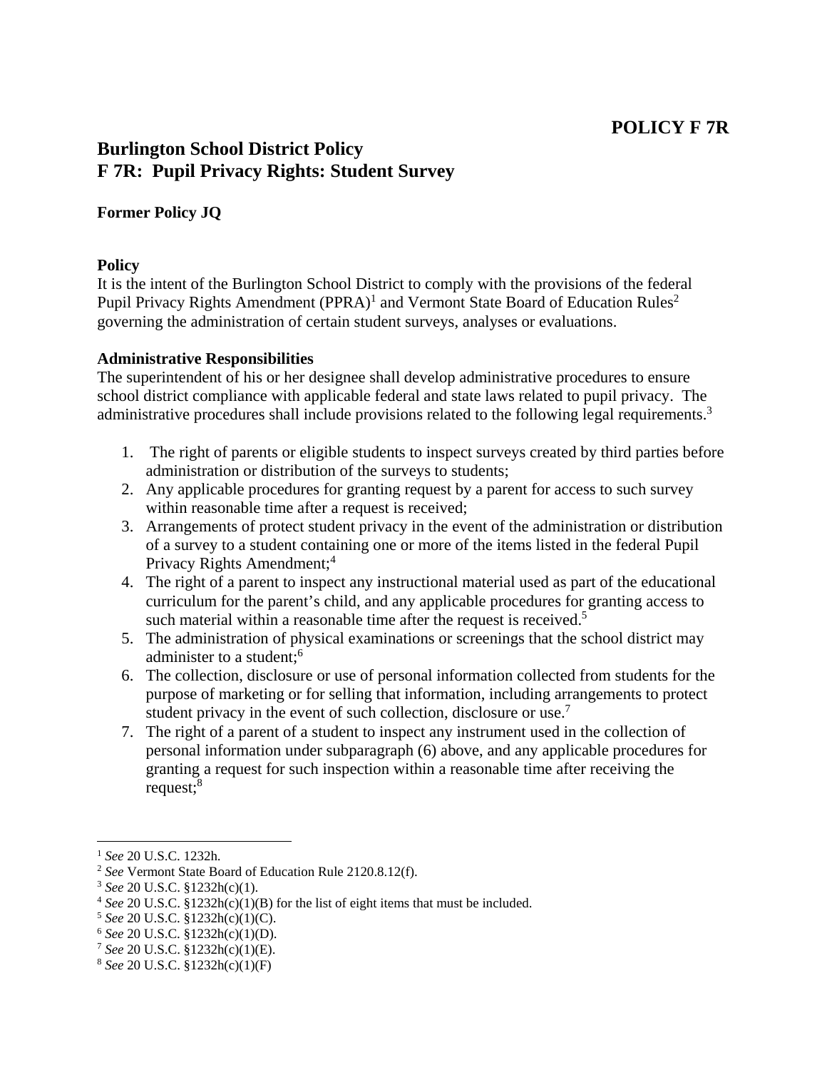**POLICY F 7R**

# Burlington School District Policy
# F 7R: Pupil Privacy Rights: Student Survey

**Former Policy JQ**

**Policy**

It is the intent of the Burlington School District to comply with the provisions of the federal Pupil Privacy Rights Amendment (PPRA)[1] and Vermont State Board of Education Rules[2] governing the administration of certain student surveys, analyses or evaluations.

**Administrative Responsibilities**

The superintendent of his or her designee shall develop administrative procedures to ensure school district compliance with applicable federal and state laws related to pupil privacy. The administrative procedures shall include provisions related to the following legal requirements.[3]

1. The right of parents or eligible students to inspect surveys created by third parties before administration or distribution of the surveys to students;
2. Any applicable procedures for granting request by a parent for access to such survey within reasonable time after a request is received;
3. Arrangements of protect student privacy in the event of the administration or distribution of a survey to a student containing one or more of the items listed in the federal Pupil Privacy Rights Amendment;[4]
4. The right of a parent to inspect any instructional material used as part of the educational curriculum for the parent's child, and any applicable procedures for granting access to such material within a reasonable time after the request is received.[5]
5. The administration of physical examinations or screenings that the school district may administer to a student;[6]
6. The collection, disclosure or use of personal information collected from students for the purpose of marketing or for selling that information, including arrangements to protect student privacy in the event of such collection, disclosure or use.[7]
7. The right of a parent of a student to inspect any instrument used in the collection of personal information under subparagraph (6) above, and any applicable procedures for granting a request for such inspection within a reasonable time after receiving the request;[8]

---

[1] *See* 20 U.S.C. 1232h.

[2] *See* Vermont State Board of Education Rule 2120.8.12(f).

[3] *See* 20 U.S.C. §1232h(c)(1).

[4] *See* 20 U.S.C. §1232h(c)(1)(B) for the list of eight items that must be included.

[5] *See* 20 U.S.C. §1232h(c)(1)(C).

[6] *See* 20 U.S.C. §1232h(c)(1)(D).

[7] *See* 20 U.S.C. §1232h(c)(1)(E).

[8] *See* 20 U.S.C. §1232h(c)(1)(F)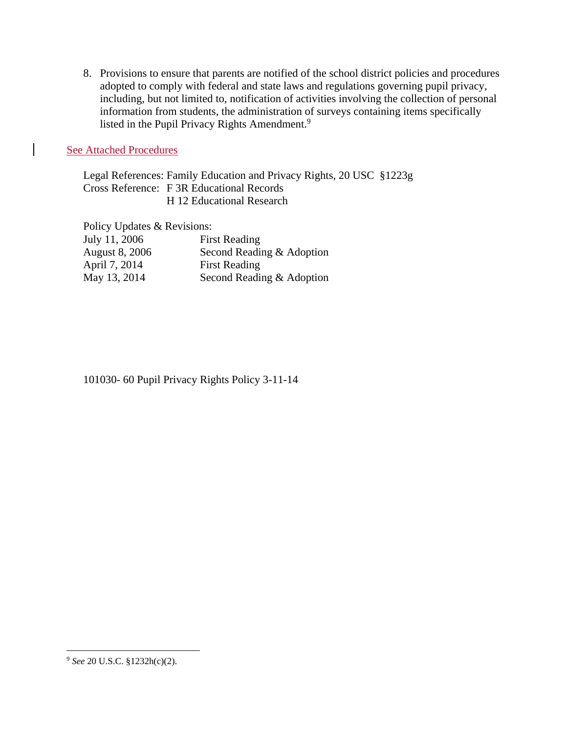8. Provisions to ensure that parents are notified of the school district policies and procedures adopted to comply with federal and state laws and regulations governing pupil privacy, including, but not limited to, notification of activities involving the collection of personal information from students, the administration of surveys containing items specifically listed in the Pupil Privacy Rights Amendment.[9]

See Attached Procedures

Legal References: Family Education and Privacy Rights, 20 USC §1223g
Cross Reference: F 3R Educational Records
H 12 Educational Research

Policy Updates & Revisions:

| | |
|---|---|
| July 11, 2006 | First Reading |
| August 8, 2006 | Second Reading & Adoption |
| April 7, 2014 | First Reading |
| May 13, 2014 | Second Reading & Adoption |

101030- 60 Pupil Privacy Rights Policy 3-11-14

[9] *See* 20 U.S.C. §1232h(c)(2).